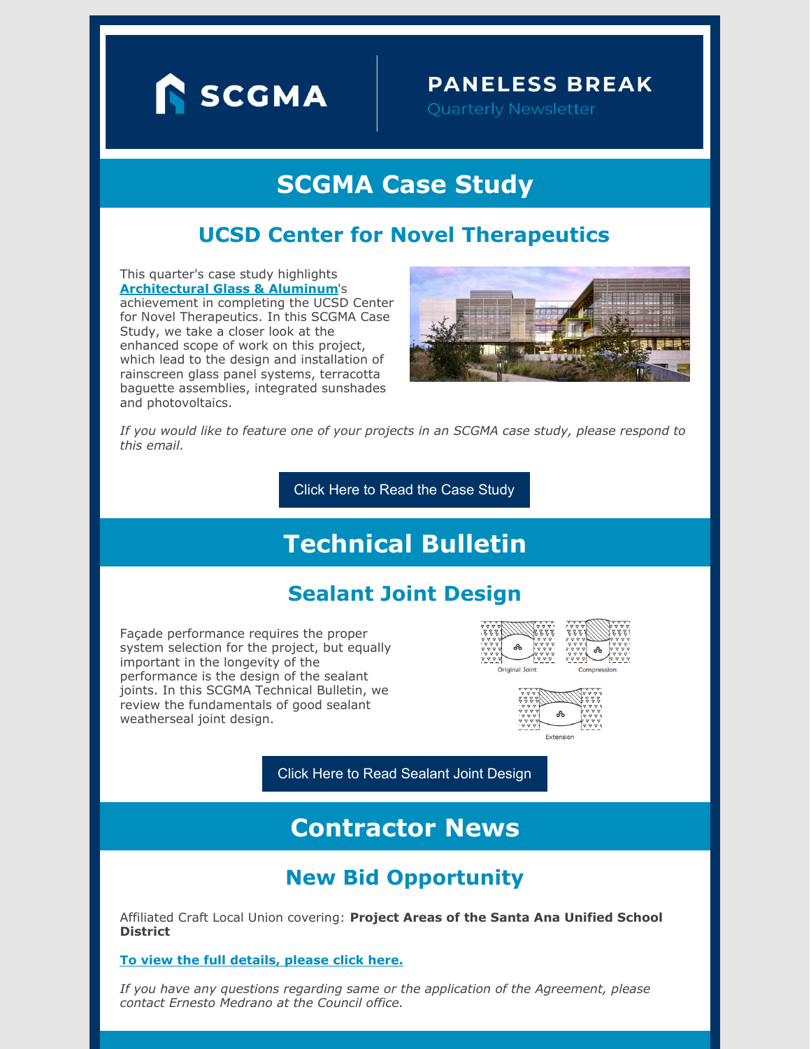# SCGMA

## PANELESS BREAK

Quarterly Newsletter

# SCGMA Case Study

## UCSD Center for Novel Therapeutics

This quarter's case study highlights **Architectural Glass & Aluminum**'s achievement in completing the UCSD Center for Novel Therapeutics. In this SCGMA Case Study, we take a closer look at the enhanced scope of work on this project, which lead to the design and installation of rainscreen glass panel systems, terracotta baguette assemblies, integrated sunshades and photovoltaics.

*If you would like to feature one of your projects in an SCGMA case study, please respond to this email.*

Click Here to Read the Case Study

# Technical Bulletin

## Sealant Joint Design

Façade performance requires the proper system selection for the project, but equally important in the longevity of the performance is the design of the sealant joints. In this SCGMA Technical Bulletin, we review the fundamentals of good sealant weatherseal joint design.

Original Joint

Compression

Extension

Click Here to Read Sealant Joint Design

# Contractor News

## New Bid Opportunity

Affiliated Craft Local Union covering: **Project Areas of the Santa Ana Unified School District**

**To view the full details, please click here.**

*If you have any questions regarding same or the application of the Agreement, please contact Ernesto Medrano at the Council office.*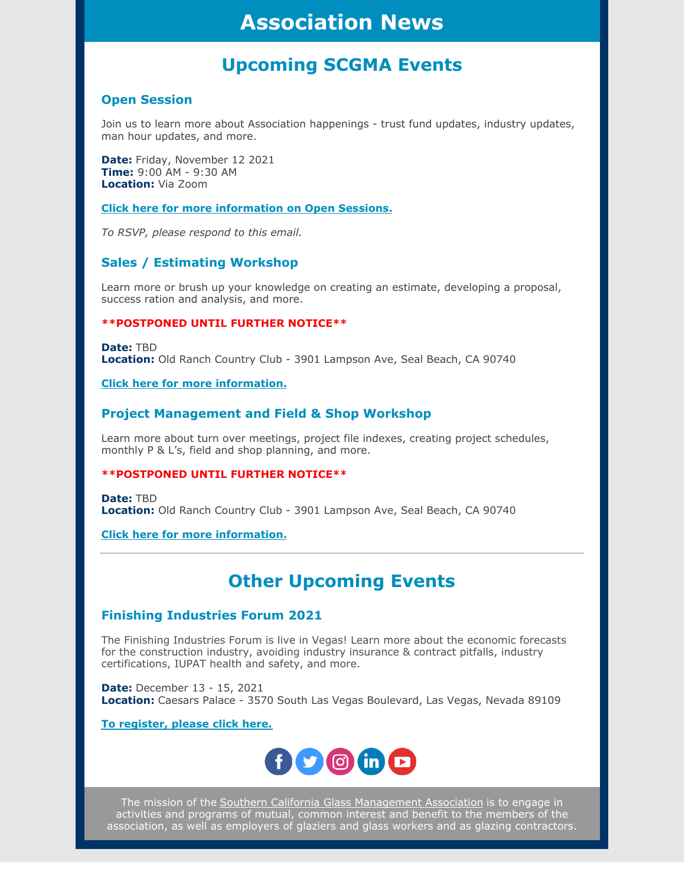# Association News

## Upcoming SCGMA Events

### Open Session

Join us to learn more about Association happenings - trust fund updates, industry updates, man hour updates, and more.

**Date:** Friday, November 12 2021
**Time:** 9:00 AM - 9:30 AM
**Location:** Via Zoom

**Click here for more information on Open Sessions.**

*To RSVP, please respond to this email.*

### Sales / Estimating Workshop

Learn more or brush up your knowledge on creating an estimate, developing a proposal, success ration and analysis, and more.

****POSTPONED UNTIL FURTHER NOTICE****

**Date:** TBD
**Location:** Old Ranch Country Club - 3901 Lampson Ave, Seal Beach, CA 90740

**Click here for more information.**

### Project Management and Field & Shop Workshop

Learn more about turn over meetings, project file indexes, creating project schedules, monthly P & L's, field and shop planning, and more.

****POSTPONED UNTIL FURTHER NOTICE****

**Date:** TBD
**Location:** Old Ranch Country Club - 3901 Lampson Ave, Seal Beach, CA 90740

**Click here for more information.**

---

## Other Upcoming Events

### Finishing Industries Forum 2021

The Finishing Industries Forum is live in Vegas! Learn more about the economic forecasts for the construction industry, avoiding industry insurance & contract pitfalls, industry certifications, IUPAT health and safety, and more.

**Date:** December 13 - 15, 2021
**Location:** Caesars Palace - 3570 South Las Vegas Boulevard, Las Vegas, Nevada 89109

**To register, please click here.**

The mission of the Southern California Glass Management Association is to engage in activities and programs of mutual, common interest and benefit to the members of the association, as well as employers of glaziers and glass workers and as glazing contractors.